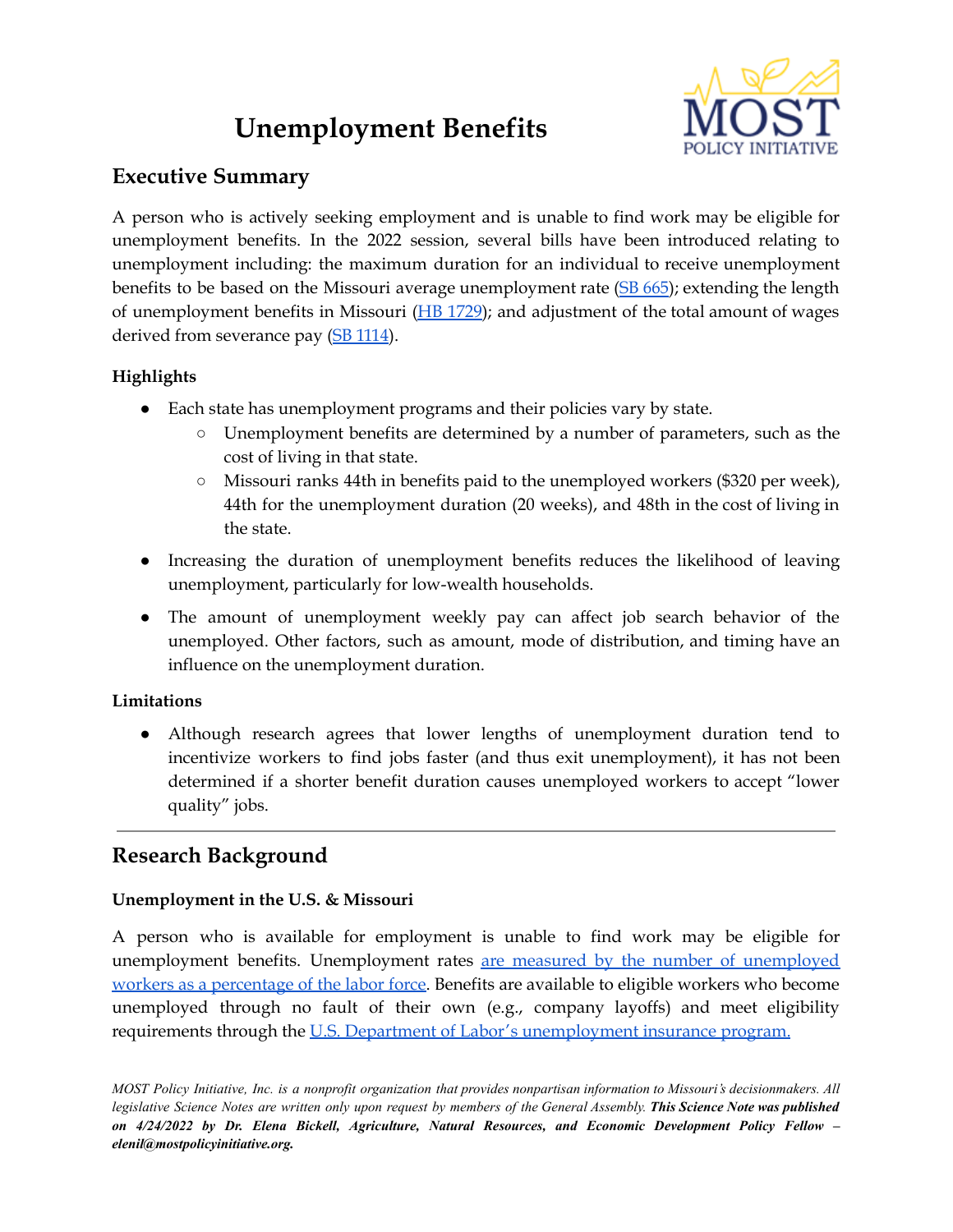# Unemployment Benefits

## Executive Summary

A person who is actively seeking employment and is unable to find work may be eligible for unemployment benefits. In the 2022 session, several bills have been introduced relating to unemployment including: the maximum duration for an individual to receive unemployment benefits to be based on the Missouri average unemployment rate (SB 665); extending the length of unemployment benefits in Missouri (HB 1729); and adjustment of the total amount of wages derived from severance pay (SB 1114).

### Highlights

- Each state has unemployment programs and their policies vary by state.
  - Unemployment benefits are determined by a number of parameters, such as the cost of living in that state.
  - Missouri ranks 44th in benefits paid to the unemployed workers ($320 per week), 44th for the unemployment duration (20 weeks), and 48th in the cost of living in the state.
- Increasing the duration of unemployment benefits reduces the likelihood of leaving unemployment, particularly for low-wealth households.
- The amount of unemployment weekly pay can affect job search behavior of the unemployed. Other factors, such as amount, mode of distribution, and timing have an influence on the unemployment duration.

### Limitations

- Although research agrees that lower lengths of unemployment duration tend to incentivize workers to find jobs faster (and thus exit unemployment), it has not been determined if a shorter benefit duration causes unemployed workers to accept "lower quality" jobs.

---

## Research Background

### Unemployment in the U.S. & Missouri

A person who is available for employment is unable to find work may be eligible for unemployment benefits. Unemployment rates are measured by the number of unemployed workers as a percentage of the labor force. Benefits are available to eligible workers who become unemployed through no fault of their own (e.g., company layoffs) and meet eligibility requirements through the U.S. Department of Labor's unemployment insurance program.

*MOST Policy Initiative, Inc. is a nonprofit organization that provides nonpartisan information to Missouri's decisionmakers. All legislative Science Notes are written only upon request by members of the General Assembly.* ***This Science Note was published on 4/24/2022 by Dr. Elena Bickell, Agriculture, Natural Resources, and Economic Development Policy Fellow – elenil@mostpolicyinitiative.org.***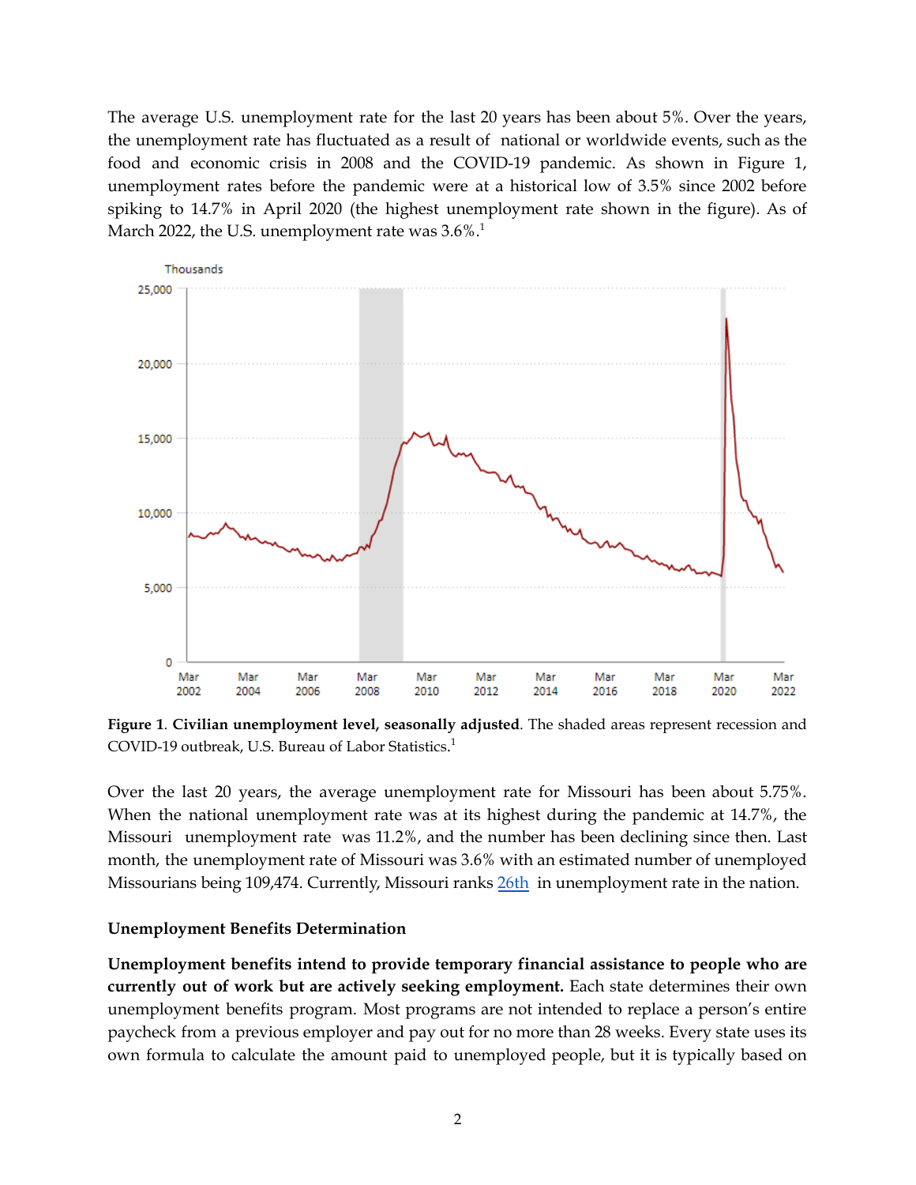The average U.S. unemployment rate for the last 20 years has been about 5%. Over the years, the unemployment rate has fluctuated as a result of national or worldwide events, such as the food and economic crisis in 2008 and the COVID-19 pandemic. As shown in Figure 1, unemployment rates before the pandemic were at a historical low of 3.5% since 2002 before spiking to 14.7% in April 2020 (the highest unemployment rate shown in the figure). As of March 2022, the U.S. unemployment rate was 3.6%.[1]

**Figure 1**. **Civilian unemployment level, seasonally adjusted**. The shaded areas represent recession and COVID-19 outbreak, U.S. Bureau of Labor Statistics.[1]

Over the last 20 years, the average unemployment rate for Missouri has been about 5.75%. When the national unemployment rate was at its highest during the pandemic at 14.7%, the Missouri unemployment rate was 11.2%, and the number has been declining since then. Last month, the unemployment rate of Missouri was 3.6% with an estimated number of unemployed Missourians being 109,474. Currently, Missouri ranks 26th in unemployment rate in the nation.

**Unemployment Benefits Determination**

**Unemployment benefits intend to provide temporary financial assistance to people who are currently out of work but are actively seeking employment.** Each state determines their own unemployment benefits program. Most programs are not intended to replace a person's entire paycheck from a previous employer and pay out for no more than 28 weeks. Every state uses its own formula to calculate the amount paid to unemployed people, but it is typically based on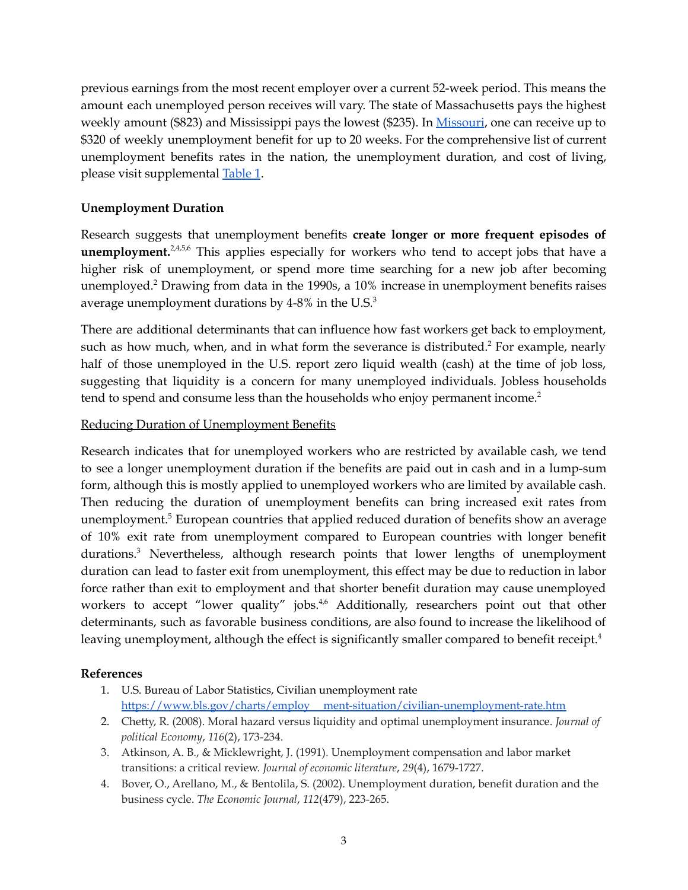previous earnings from the most recent employer over a current 52-week period. This means the amount each unemployed person receives will vary. The state of Massachusetts pays the highest weekly amount ($823) and Mississippi pays the lowest ($235). In Missouri, one can receive up to $320 of weekly unemployment benefit for up to 20 weeks. For the comprehensive list of current unemployment benefits rates in the nation, the unemployment duration, and cost of living, please visit supplemental Table 1.

### Unemployment Duration

Research suggests that unemployment benefits **create longer or more frequent episodes of unemployment.**[2,4,5,6] This applies especially for workers who tend to accept jobs that have a higher risk of unemployment, or spend more time searching for a new job after becoming unemployed.[2] Drawing from data in the 1990s, a 10% increase in unemployment benefits raises average unemployment durations by 4-8% in the U.S.[3]

There are additional determinants that can influence how fast workers get back to employment, such as how much, when, and in what form the severance is distributed.[2] For example, nearly half of those unemployed in the U.S. report zero liquid wealth (cash) at the time of job loss, suggesting that liquidity is a concern for many unemployed individuals. Jobless households tend to spend and consume less than the households who enjoy permanent income.[2]

#### Reducing Duration of Unemployment Benefits

Research indicates that for unemployed workers who are restricted by available cash, we tend to see a longer unemployment duration if the benefits are paid out in cash and in a lump-sum form, although this is mostly applied to unemployed workers who are limited by available cash. Then reducing the duration of unemployment benefits can bring increased exit rates from unemployment.[5] European countries that applied reduced duration of benefits show an average of 10% exit rate from unemployment compared to European countries with longer benefit durations.[3] Nevertheless, although research points that lower lengths of unemployment duration can lead to faster exit from unemployment, this effect may be due to reduction in labor force rather than exit to employment and that shorter benefit duration may cause unemployed workers to accept "lower quality" jobs.[4,6] Additionally, researchers point out that other determinants, such as favorable business conditions, are also found to increase the likelihood of leaving unemployment, although the effect is significantly smaller compared to benefit receipt.[4]

### References

1. U.S. Bureau of Labor Statistics, Civilian unemployment rate https://www.bls.gov/charts/employment-situation/civilian-unemployment-rate.htm
2. Chetty, R. (2008). Moral hazard versus liquidity and optimal unemployment insurance. *Journal of political Economy*, *116*(2), 173-234.
3. Atkinson, A. B., & Micklewright, J. (1991). Unemployment compensation and labor market transitions: a critical review. *Journal of economic literature*, *29*(4), 1679-1727.
4. Bover, O., Arellano, M., & Bentolila, S. (2002). Unemployment duration, benefit duration and the business cycle. *The Economic Journal*, *112*(479), 223-265.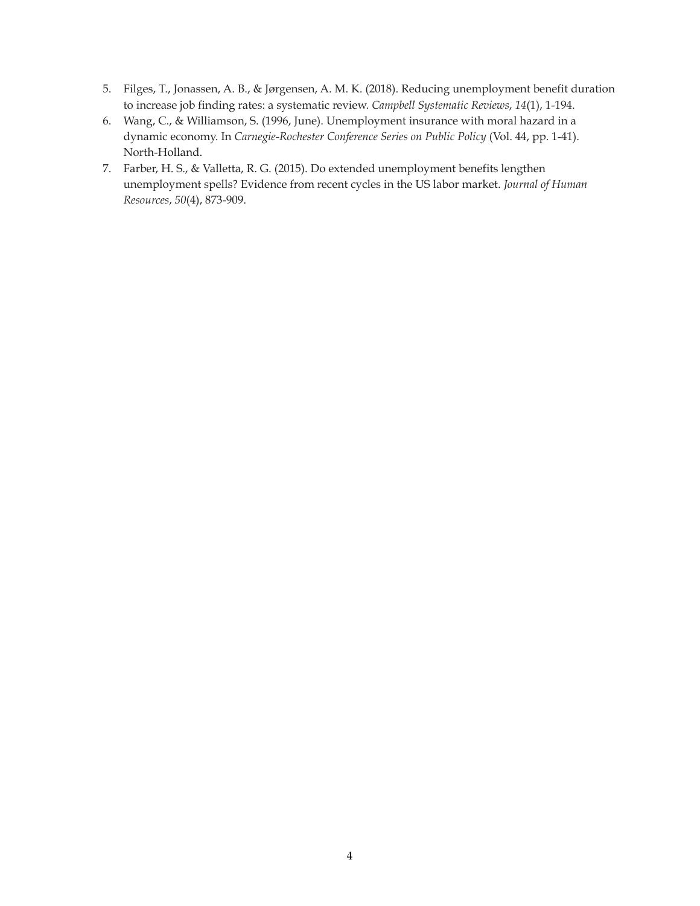5. Filges, T., Jonassen, A. B., & Jørgensen, A. M. K. (2018). Reducing unemployment benefit duration to increase job finding rates: a systematic review. *Campbell Systematic Reviews*, *14*(1), 1-194.
6. Wang, C., & Williamson, S. (1996, June). Unemployment insurance with moral hazard in a dynamic economy. In *Carnegie-Rochester Conference Series on Public Policy* (Vol. 44, pp. 1-41). North-Holland.
7. Farber, H. S., & Valletta, R. G. (2015). Do extended unemployment benefits lengthen unemployment spells? Evidence from recent cycles in the US labor market. *Journal of Human Resources*, *50*(4), 873-909.